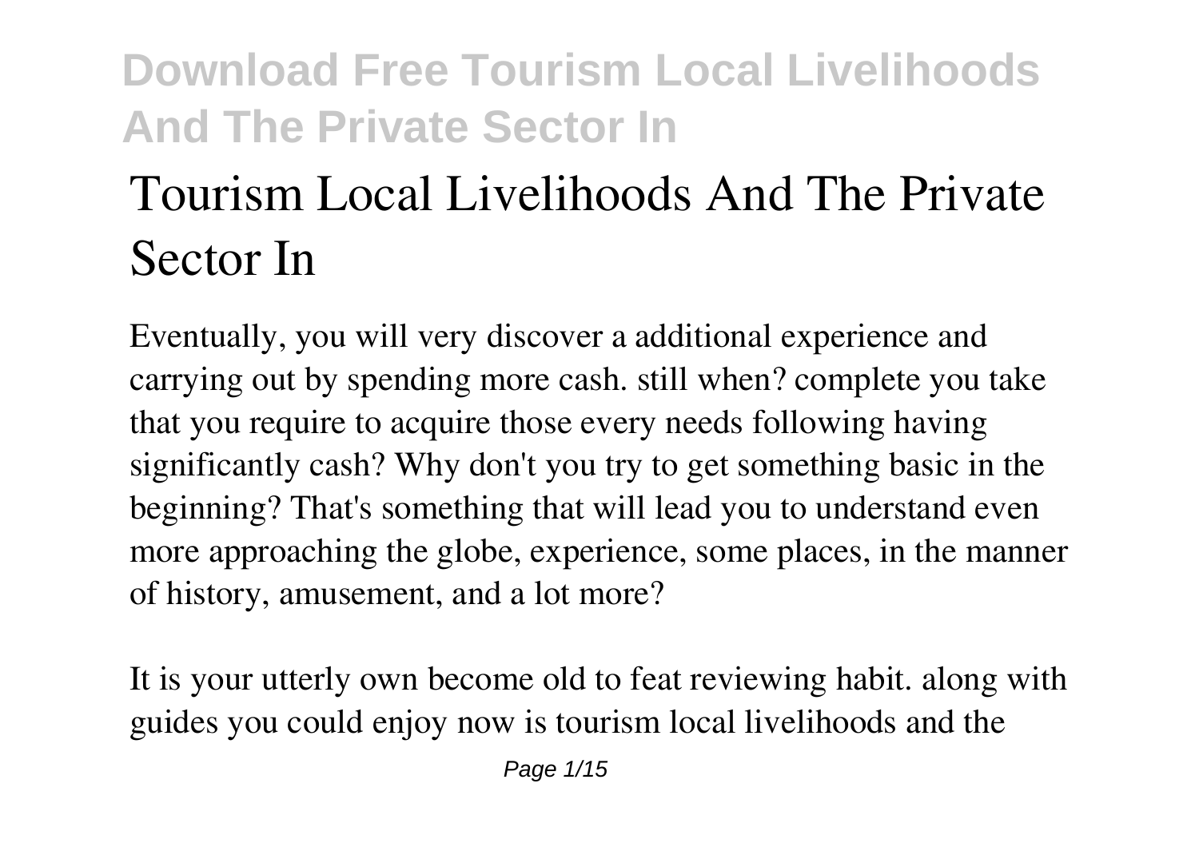# Tourism Local Livelihoods And The Private Sector In

Eventually, you will very discover a additional experience and carrying out by spending more cash. still when? complete you take that you require to acquire those every needs following having significantly cash? Why don't you try to get something basic in the beginning? That's something that will lead you to understand even more approaching the globe, experience, some places, in the manner of history, amusement, and a lot more?

It is your utterly own become old to feat reviewing habit. along with guides you could enjoy now is tourism local livelihoods and the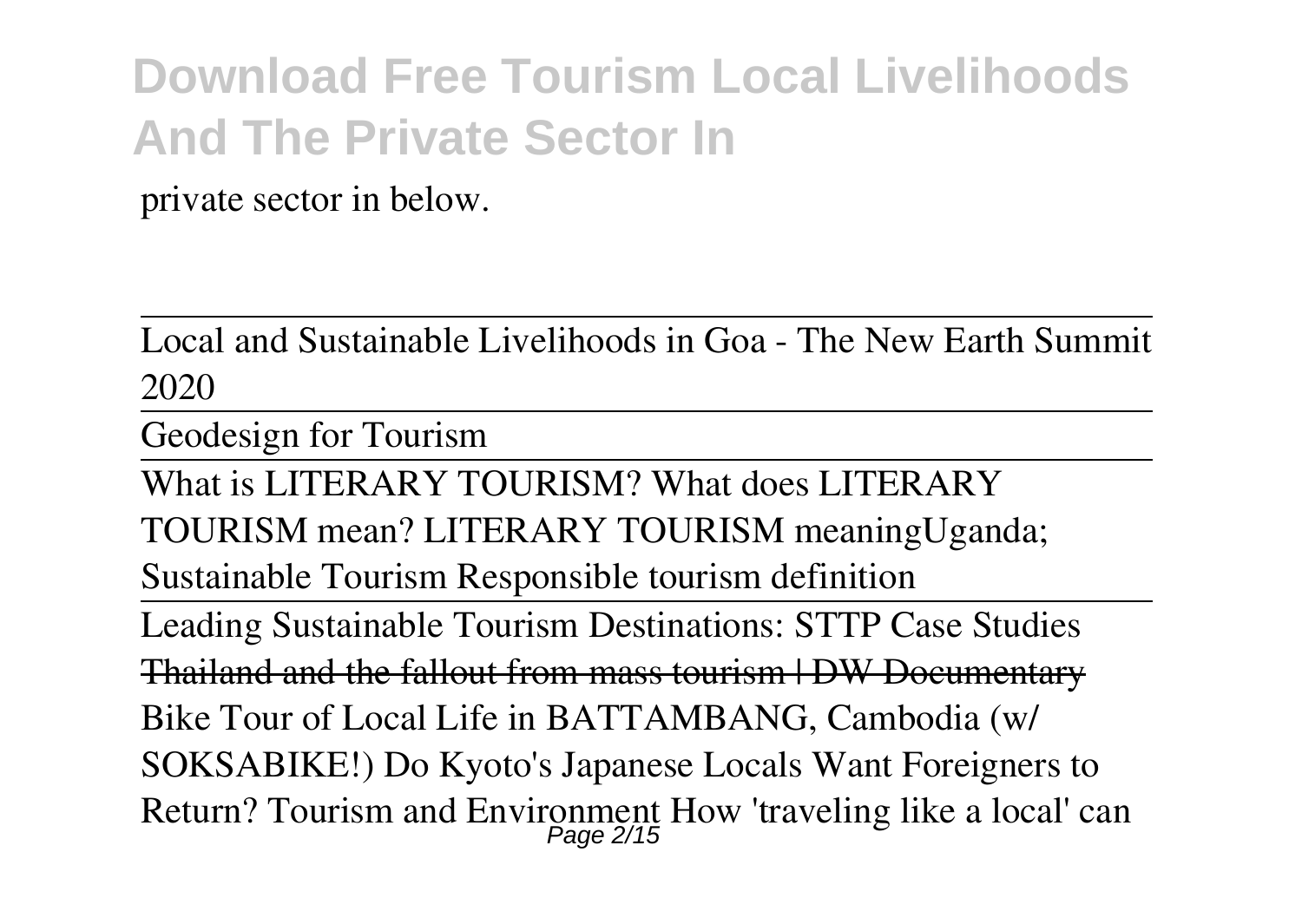private sector in below.

Local and Sustainable Livelihoods in Goa - The New Earth Summit 2020

Geodesign for Tourism

What is LITERARY TOURISM? What does LITERARY TOURISM mean? LITERARY TOURISM meaningUganda; Sustainable Tourism Responsible tourism definition

Leading Sustainable Tourism Destinations: STTP Case Studies

~~Thailand and the fallout from mass tourism | DW Documentary~~

Bike Tour of Local Life in BATTAMBANG, Cambodia (w/ SOKSABIKE!) Do Kyoto's Japanese Locals Want Foreigners to Return? Tourism and Environment How 'traveling like a local' can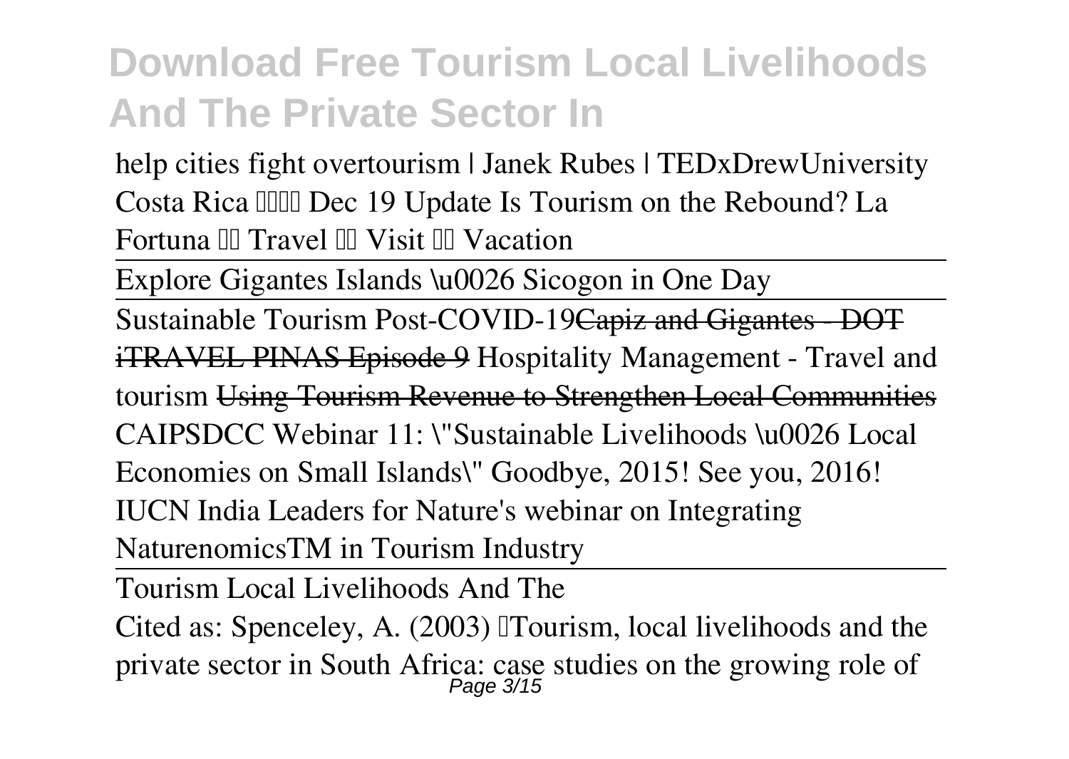help cities fight overtourism | Janek Rubes | TEDxDrewUniversity Costa Rica  Dec 19 Update Is Tourism on the Rebound? La Fortuna  Travel  Visit  Vacation

Explore Gigantes Islands \u0026 Sicogon in One Day

Sustainable Tourism Post-COVID-19 ~~Capiz and Gigantes - DOT iTRAVEL PINAS Episode 9~~ Hospitality Management - Travel and tourism ~~Using Tourism Revenue to Strengthen Local Communities~~ CAIPSDCC Webinar 11: \"Sustainable Livelihoods \u0026 Local Economies on Small Islands\" Goodbye, 2015! See you, 2016! IUCN India Leaders for Nature's webinar on Integrating NaturenomicsTM in Tourism Industry

Tourism Local Livelihoods And The

Cited as: Spenceley, A. (2003) 'Tourism, local livelihoods and the private sector in South Africa: case studies on the growing role of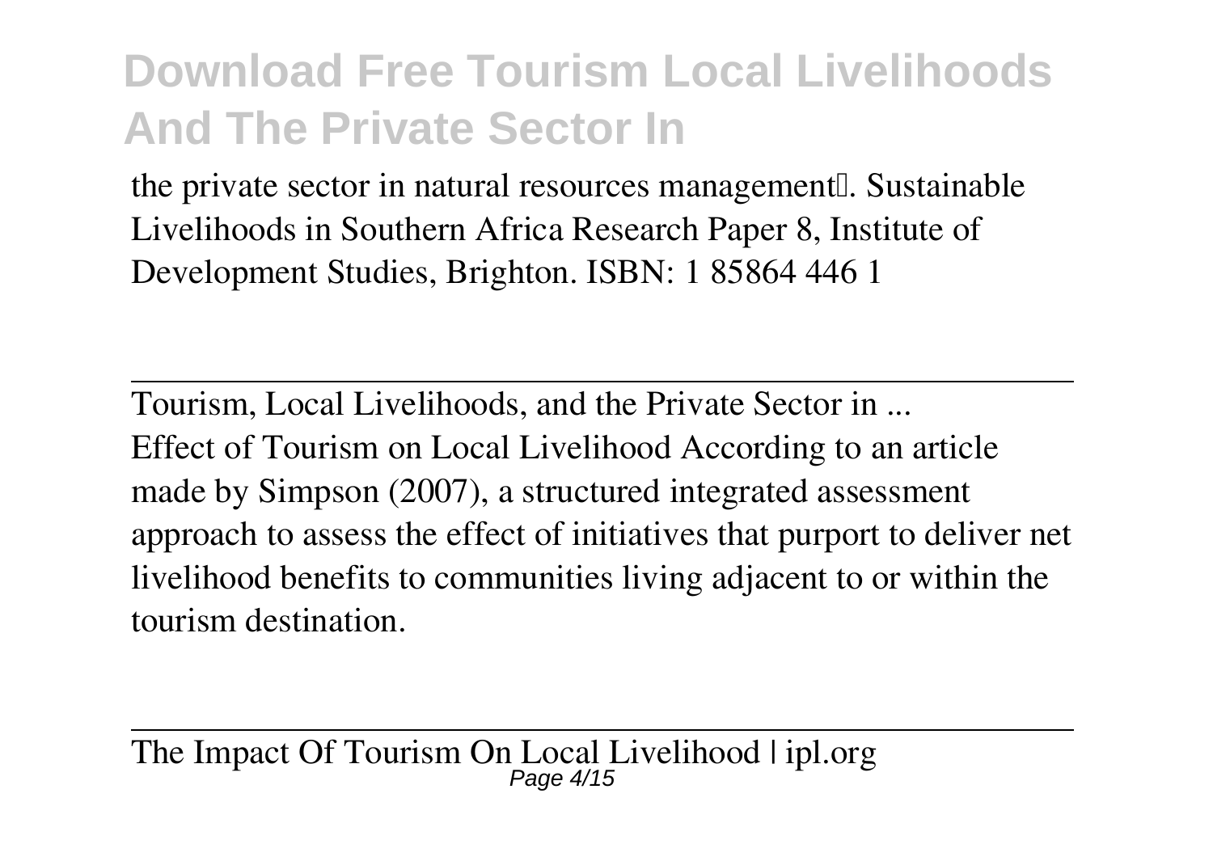the private sector in natural resources management". Sustainable Livelihoods in Southern Africa Research Paper 8, Institute of Development Studies, Brighton. ISBN: 1 85864 446 1

---

Tourism, Local Livelihoods, and the Private Sector in ...

Effect of Tourism on Local Livelihood According to an article made by Simpson (2007), a structured integrated assessment approach to assess the effect of initiatives that purport to deliver net livelihood benefits to communities living adjacent to or within the tourism destination.

---

The Impact Of Tourism On Local Livelihood | ipl.org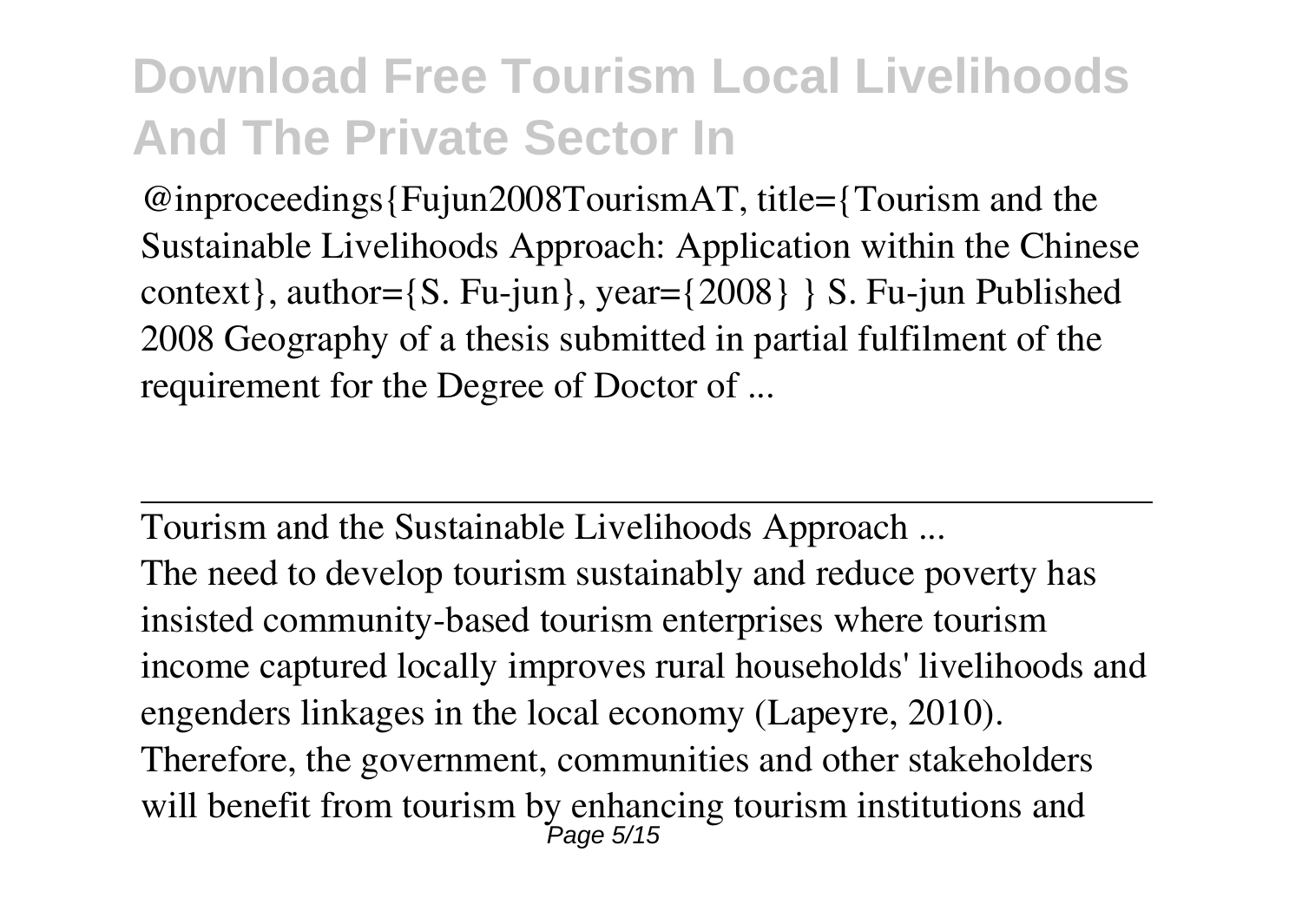@inproceedings{Fujun2008TourismAT, title={Tourism and the Sustainable Livelihoods Approach: Application within the Chinese context}, author={S. Fu-jun}, year={2008} } S. Fu-jun Published 2008 Geography of a thesis submitted in partial fulfilment of the requirement for the Degree of Doctor of ...

---

Tourism and the Sustainable Livelihoods Approach ...

The need to develop tourism sustainably and reduce poverty has insisted community-based tourism enterprises where tourism income captured locally improves rural households' livelihoods and engenders linkages in the local economy (Lapeyre, 2010). Therefore, the government, communities and other stakeholders will benefit from tourism by enhancing tourism institutions and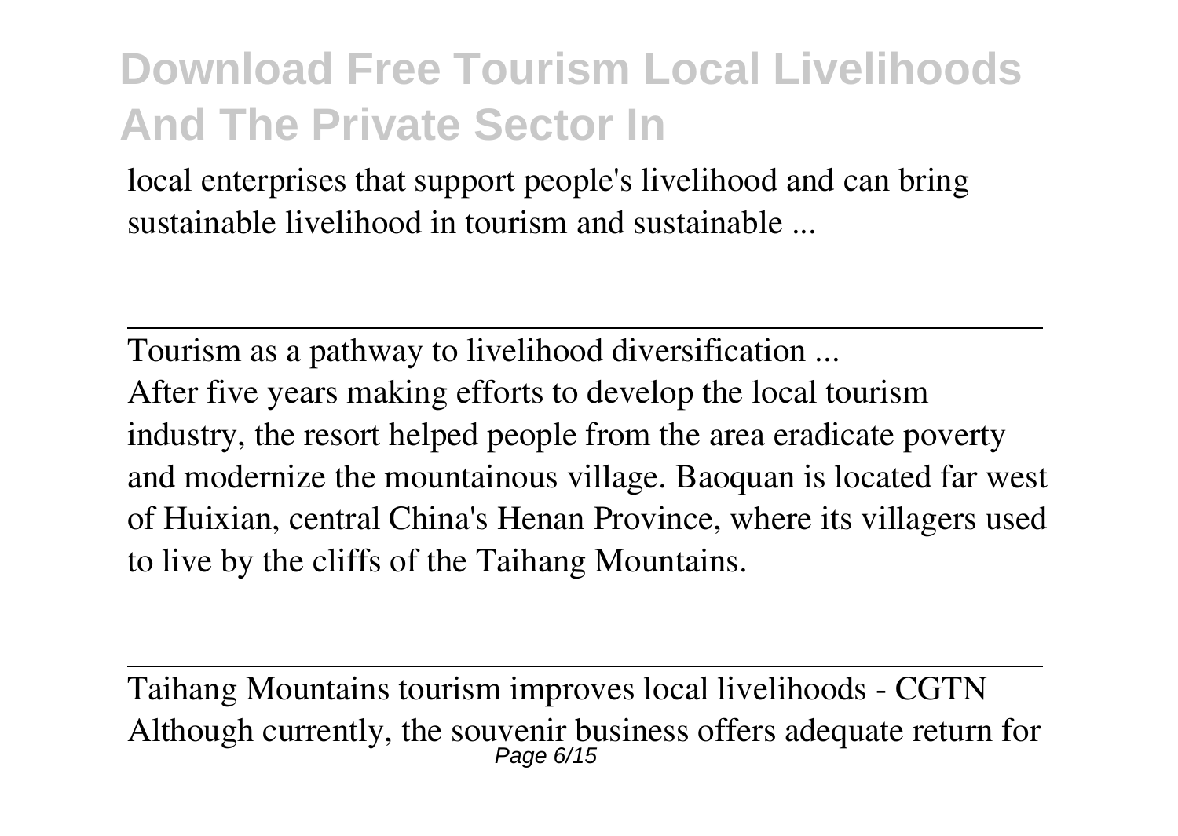local enterprises that support people's livelihood and can bring sustainable livelihood in tourism and sustainable ...

Tourism as a pathway to livelihood diversification ...

After five years making efforts to develop the local tourism industry, the resort helped people from the area eradicate poverty and modernize the mountainous village. Baoquan is located far west of Huixian, central China's Henan Province, where its villagers used to live by the cliffs of the Taihang Mountains.

Taihang Mountains tourism improves local livelihoods - CGTN

Although currently, the souvenir business offers adequate return for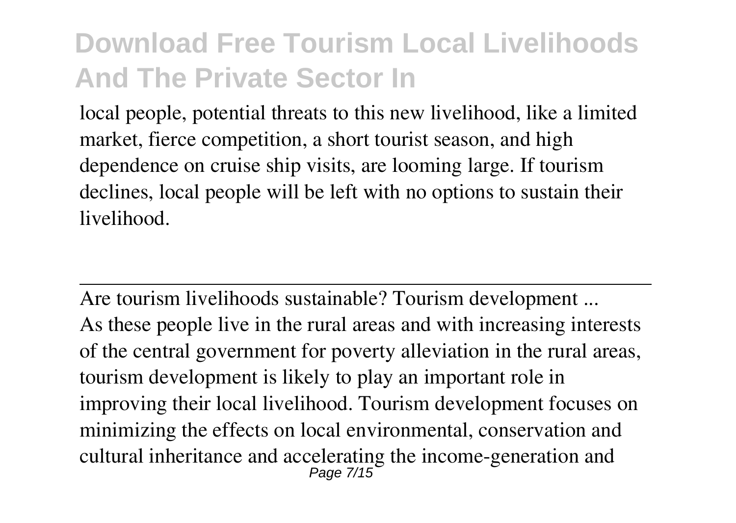local people, potential threats to this new livelihood, like a limited market, fierce competition, a short tourist season, and high dependence on cruise ship visits, are looming large. If tourism declines, local people will be left with no options to sustain their livelihood.

---

Are tourism livelihoods sustainable? Tourism development ...

As these people live in the rural areas and with increasing interests of the central government for poverty alleviation in the rural areas, tourism development is likely to play an important role in improving their local livelihood. Tourism development focuses on minimizing the effects on local environmental, conservation and cultural inheritance and accelerating the income-generation and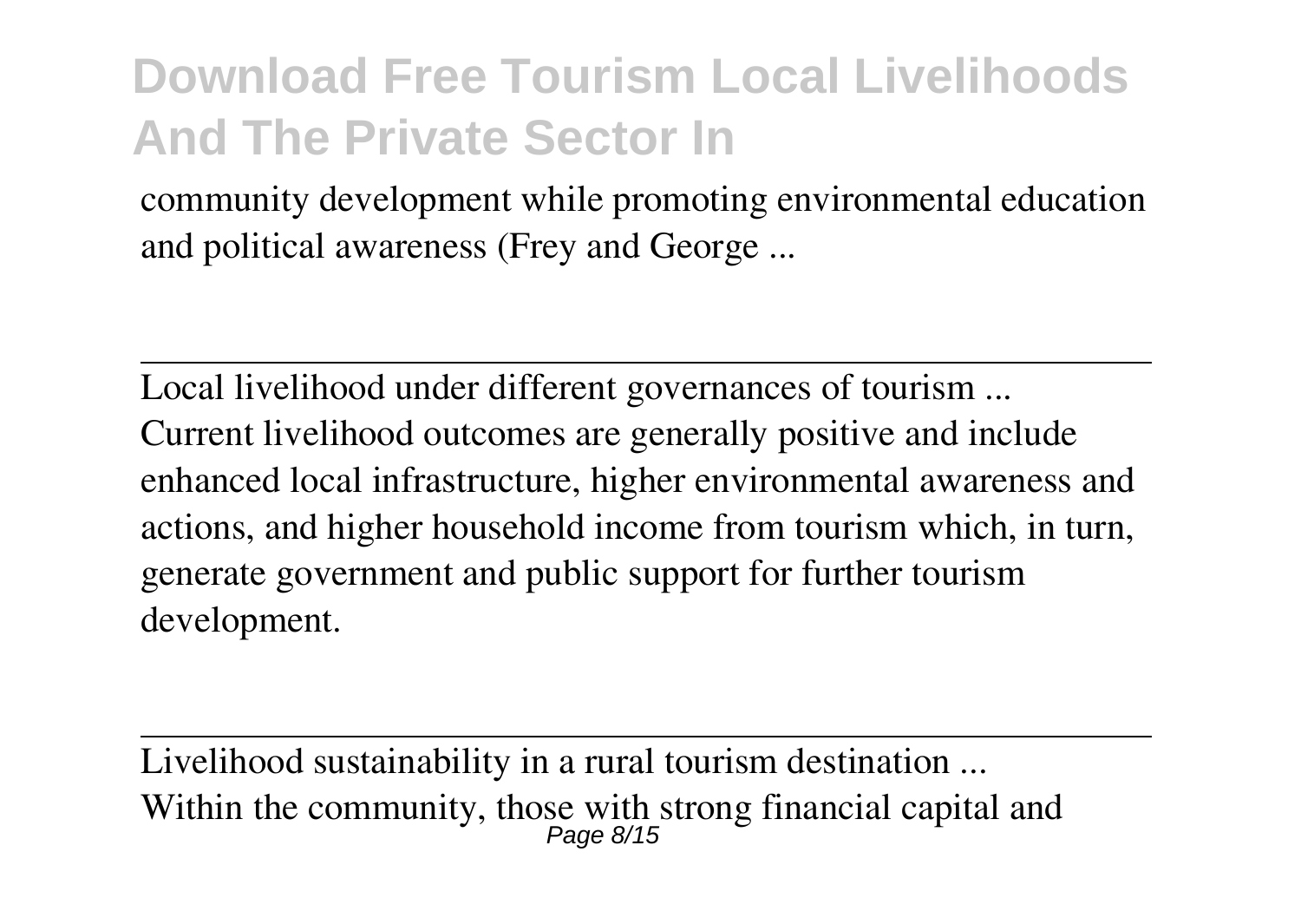community development while promoting environmental education and political awareness (Frey and George ...

---

Local livelihood under different governances of tourism ...

Current livelihood outcomes are generally positive and include enhanced local infrastructure, higher environmental awareness and actions, and higher household income from tourism which, in turn, generate government and public support for further tourism development.

---

Livelihood sustainability in a rural tourism destination ...

Within the community, those with strong financial capital and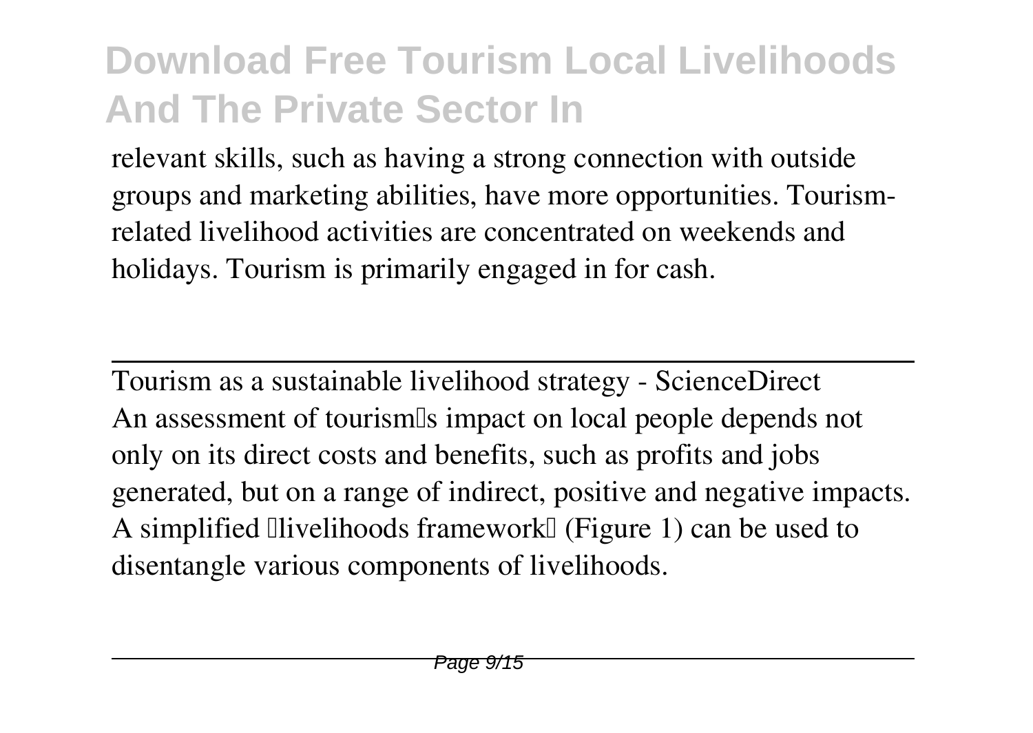relevant skills, such as having a strong connection with outside groups and marketing abilities, have more opportunities. Tourism-related livelihood activities are concentrated on weekends and holidays. Tourism is primarily engaged in for cash.

---

Tourism as a sustainable livelihood strategy - ScienceDirect

An assessment of tourism's impact on local people depends not only on its direct costs and benefits, such as profits and jobs generated, but on a range of indirect, positive and negative impacts. A simplified 'livelihoods framework' (Figure 1) can be used to disentangle various components of livelihoods.

---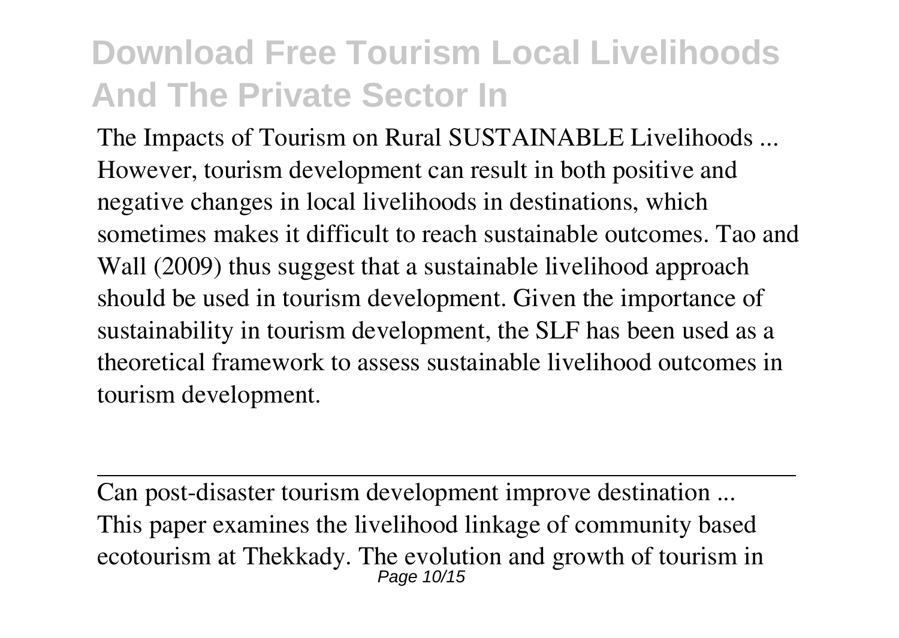The Impacts of Tourism on Rural SUSTAINABLE Livelihoods ...
However, tourism development can result in both positive and negative changes in local livelihoods in destinations, which sometimes makes it difficult to reach sustainable outcomes. Tao and Wall (2009) thus suggest that a sustainable livelihood approach should be used in tourism development. Given the importance of sustainability in tourism development, the SLF has been used as a theoretical framework to assess sustainable livelihood outcomes in tourism development.

---

Can post-disaster tourism development improve destination ...
This paper examines the livelihood linkage of community based ecotourism at Thekkady. The evolution and growth of tourism in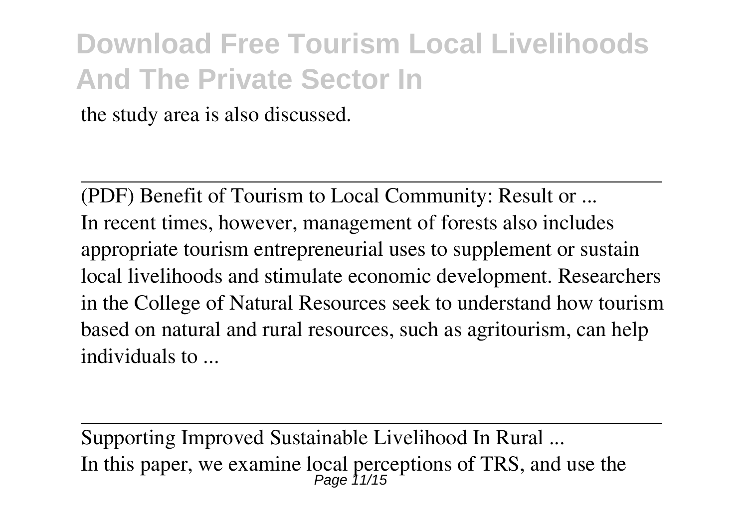the study area is also discussed.

---

(PDF) Benefit of Tourism to Local Community: Result or ...
In recent times, however, management of forests also includes appropriate tourism entrepreneurial uses to supplement or sustain local livelihoods and stimulate economic development. Researchers in the College of Natural Resources seek to understand how tourism based on natural and rural resources, such as agritourism, can help individuals to ...

---

Supporting Improved Sustainable Livelihood In Rural ...
In this paper, we examine local perceptions of TRS, and use the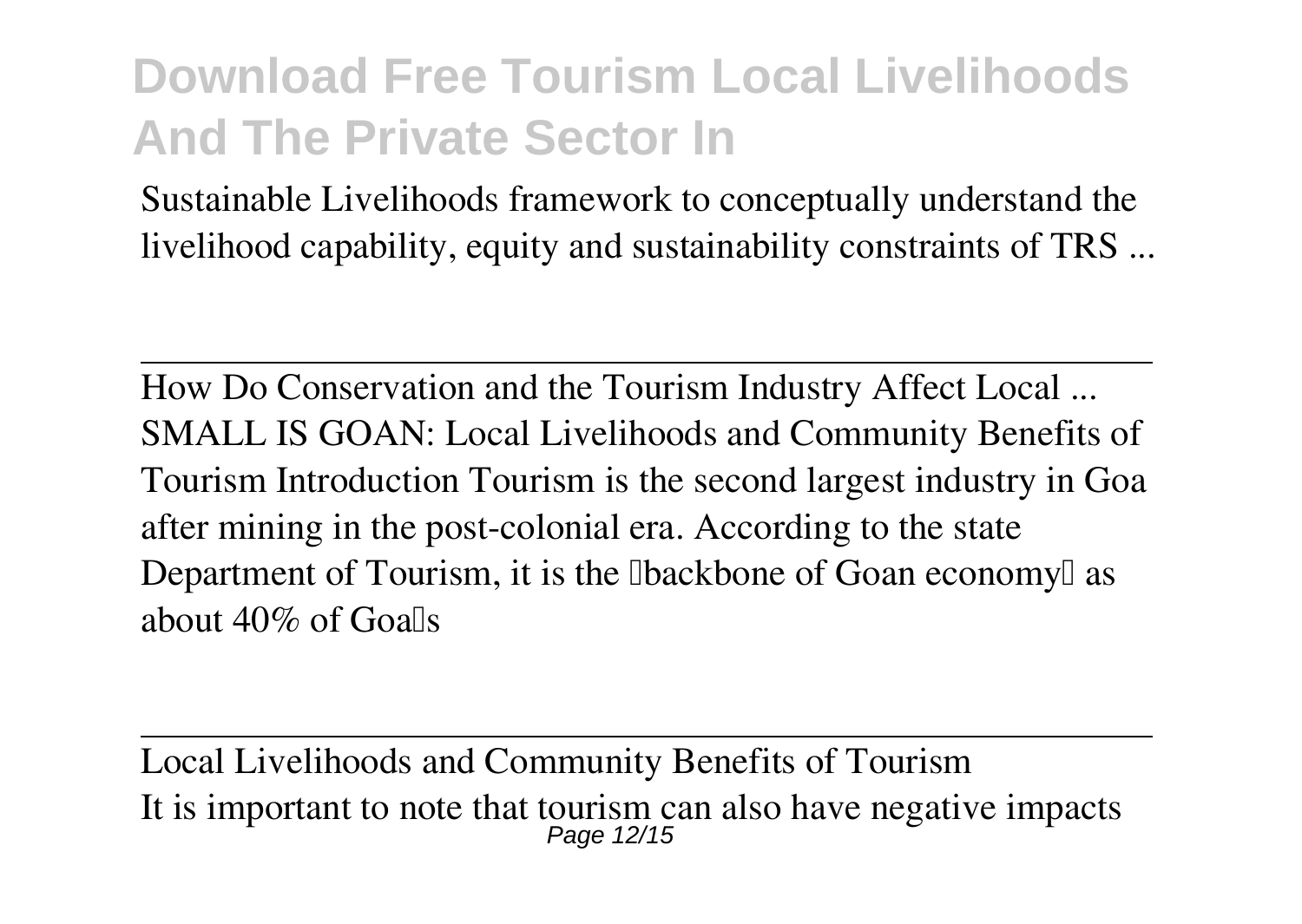Sustainable Livelihoods framework to conceptually understand the livelihood capability, equity and sustainability constraints of TRS ...

---

How Do Conservation and the Tourism Industry Affect Local ...
SMALL IS GOAN: Local Livelihoods and Community Benefits of Tourism Introduction Tourism is the second largest industry in Goa after mining in the post-colonial era. According to the state Department of Tourism, it is the backbone of Goan economy as about 40% of Goa's

---

Local Livelihoods and Community Benefits of Tourism
It is important to note that tourism can also have negative impacts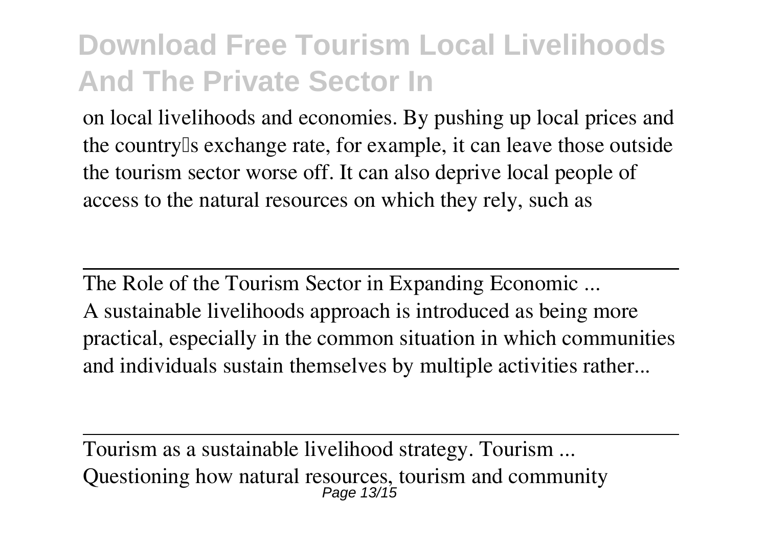on local livelihoods and economies. By pushing up local prices and the country's exchange rate, for example, it can leave those outside the tourism sector worse off. It can also deprive local people of access to the natural resources on which they rely, such as

---

The Role of the Tourism Sector in Expanding Economic ...

A sustainable livelihoods approach is introduced as being more practical, especially in the common situation in which communities and individuals sustain themselves by multiple activities rather...

---

Tourism as a sustainable livelihood strategy. Tourism ...

Questioning how natural resources, tourism and community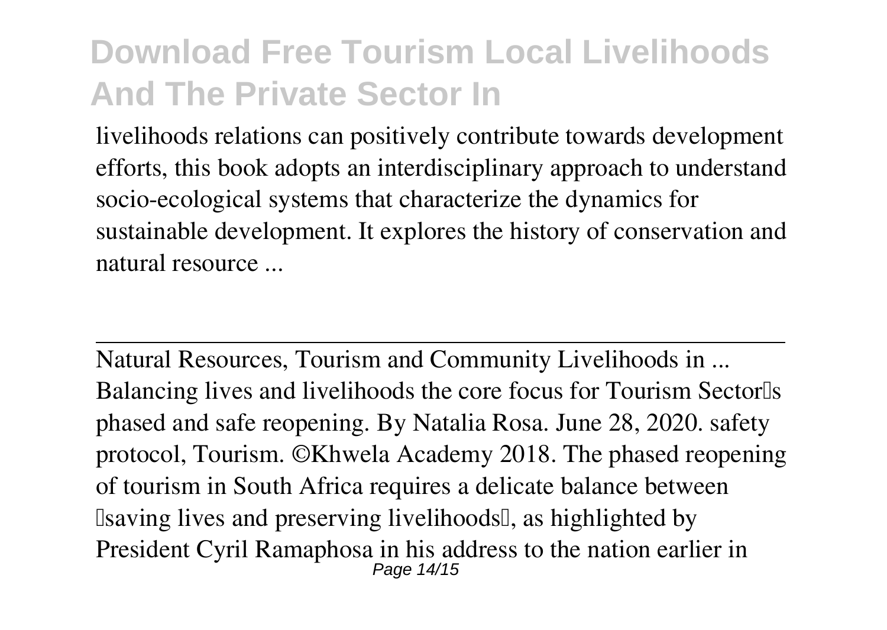livelihoods relations can positively contribute towards development efforts, this book adopts an interdisciplinary approach to understand socio-ecological systems that characterize the dynamics for sustainable development. It explores the history of conservation and natural resource ...

---

Natural Resources, Tourism and Community Livelihoods in ...

Balancing lives and livelihoods the core focus for Tourism Sector's phased and safe reopening. By Natalia Rosa. June 28, 2020. safety protocol, Tourism. ©Khwela Academy 2018. The phased reopening of tourism in South Africa requires a delicate balance between 'saving lives and preserving livelihoods', as highlighted by President Cyril Ramaphosa in his address to the nation earlier in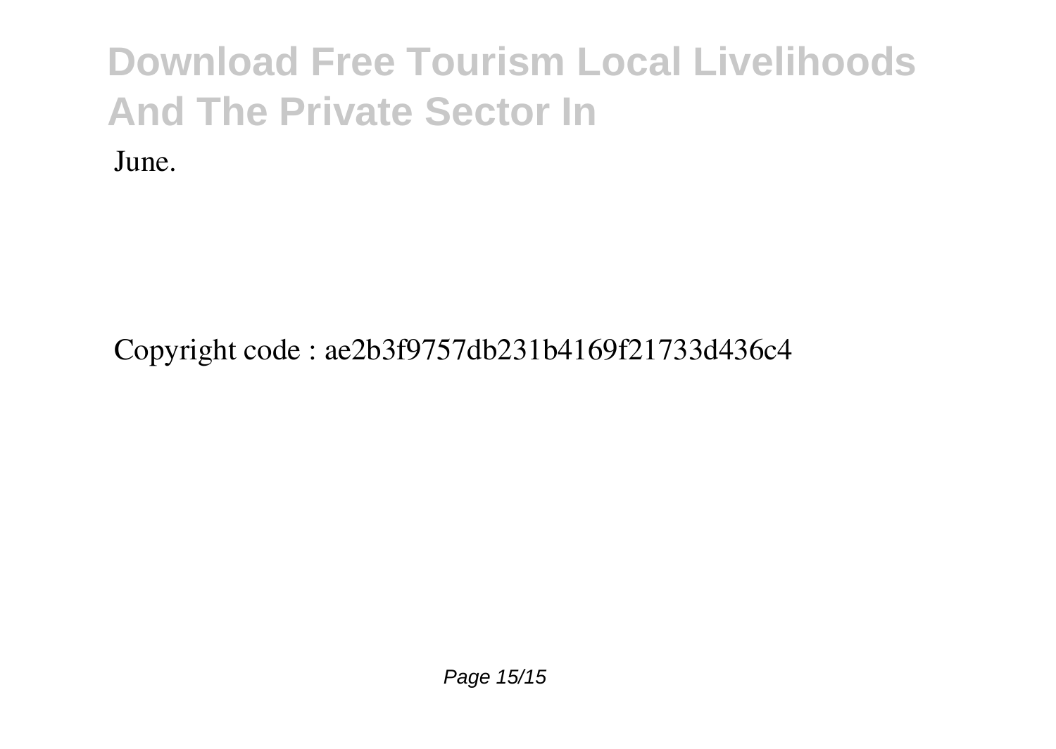June.

Copyright code : ae2b3f9757db231b4169f21733d436c4